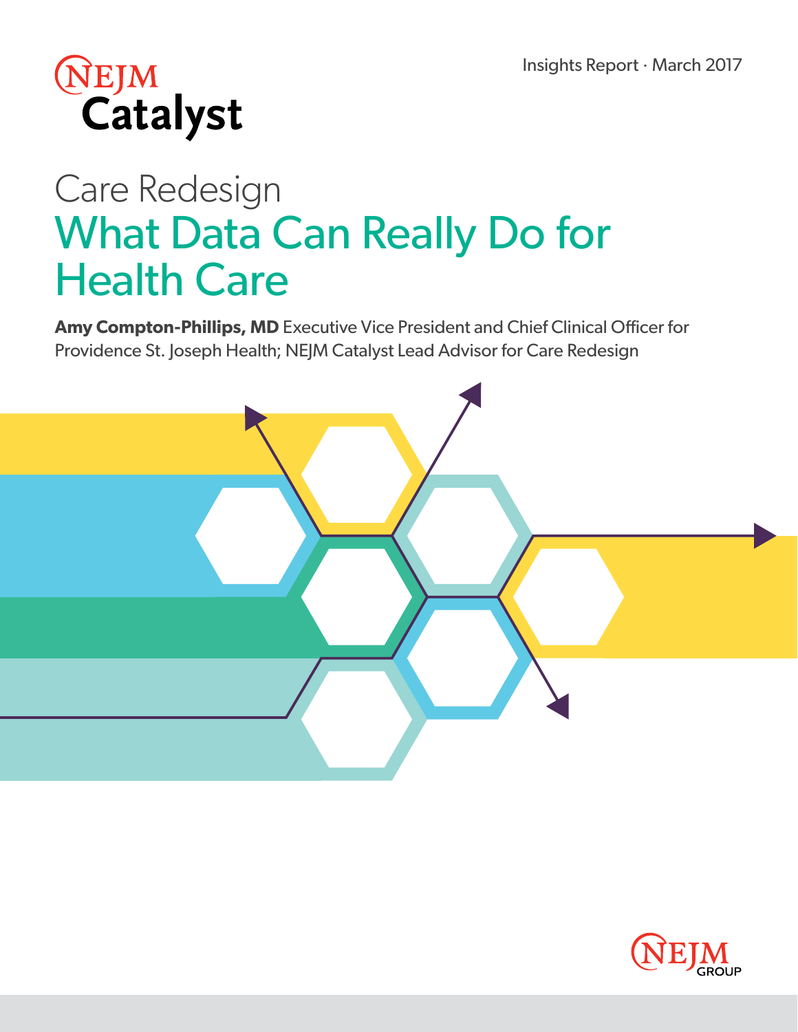NEJM Catalyst

Insights Report · March 2017

# Care Redesign

# What Data Can Really Do for Health Care

**Amy Compton-Phillips, MD** Executive Vice President and Chief Clinical Officer for Providence St. Joseph Health; NEJM Catalyst Lead Advisor for Care Redesign

NEJM GROUP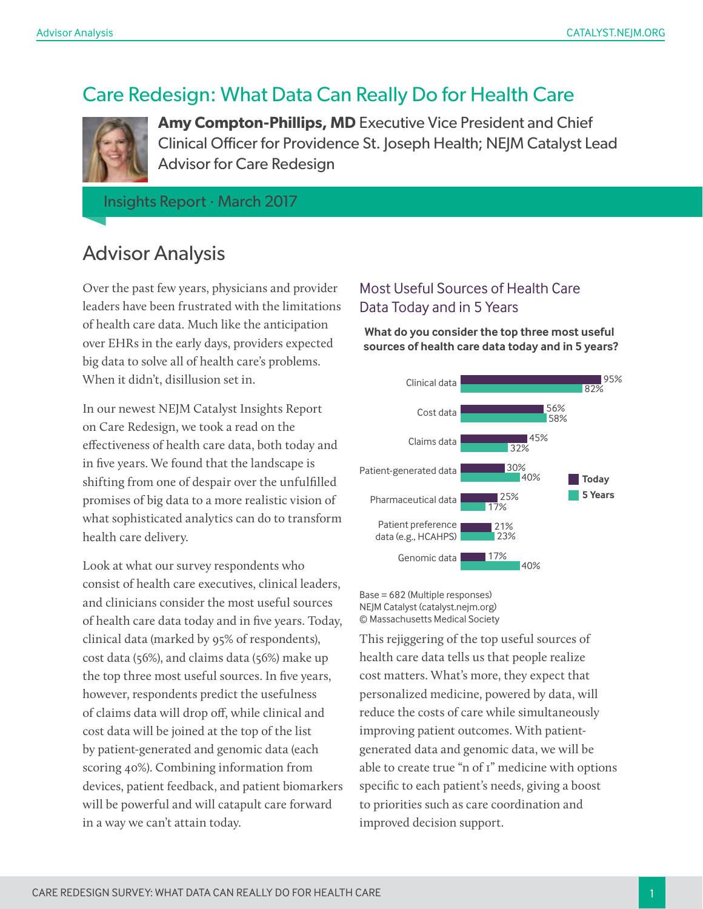# Care Redesign: What Data Can Really Do for Health Care

**Amy Compton-Phillips, MD** Executive Vice President and Chief Clinical Officer for Providence St. Joseph Health; NEJM Catalyst Lead Advisor for Care Redesign

Insights Report · March 2017

## Advisor Analysis

Over the past few years, physicians and provider leaders have been frustrated with the limitations of health care data. Much like the anticipation over EHRs in the early days, providers expected big data to solve all of health care's problems. When it didn't, disillusion set in.

In our newest NEJM Catalyst Insights Report on Care Redesign, we took a read on the effectiveness of health care data, both today and in five years. We found that the landscape is shifting from one of despair over the unfulfilled promises of big data to a more realistic vision of what sophisticated analytics can do to transform health care delivery.

Look at what our survey respondents who consist of health care executives, clinical leaders, and clinicians consider the most useful sources of health care data today and in five years. Today, clinical data (marked by 95% of respondents), cost data (56%), and claims data (56%) make up the top three most useful sources. In five years, however, respondents predict the usefulness of claims data will drop off, while clinical and cost data will be joined at the top of the list by patient-generated and genomic data (each scoring 40%). Combining information from devices, patient feedback, and patient biomarkers will be powerful and will catapult care forward in a way we can't attain today.

### Most Useful Sources of Health Care Data Today and in 5 Years

**What do you consider the top three most useful sources of health care data today and in 5 years?**

| | Today | 5 Years |
|---|---|---|
| Clinical data | 95% | 82% |
| Cost data | 56% | 58% |
| Claims data | 45% | 32% |
| Patient-generated data | 30% | 40% |
| Pharmaceutical data | 25% | 17% |
| Patient preference data (e.g., HCAHPS) | 21% | 23% |
| Genomic data | 17% | 40% |

Base = 682 (Multiple responses)
NEJM Catalyst (catalyst.nejm.org)
© Massachusetts Medical Society

This rejiggering of the top useful sources of health care data tells us that people realize cost matters. What's more, they expect that personalized medicine, powered by data, will reduce the costs of care while simultaneously improving patient outcomes. With patient-generated data and genomic data, we will be able to create true "n of 1" medicine with options specific to each patient's needs, giving a boost to priorities such as care coordination and improved decision support.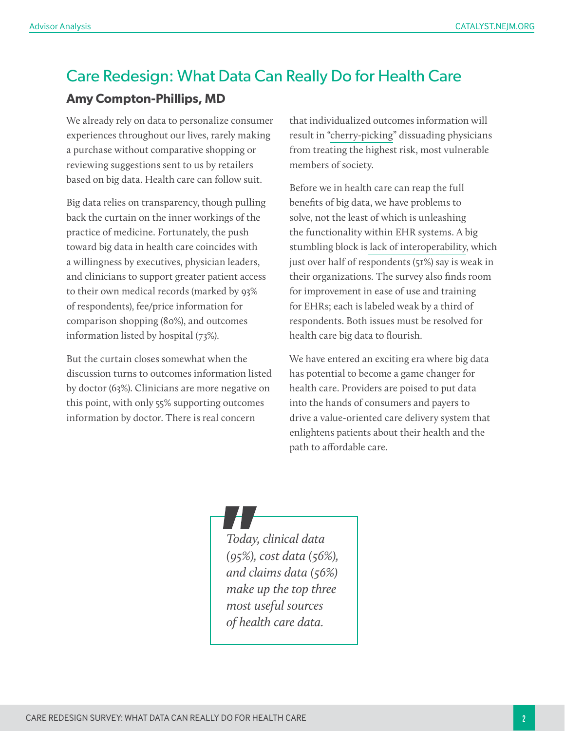# Care Redesign: What Data Can Really Do for Health Care

**Amy Compton-Phillips, MD**

We already rely on data to personalize consumer experiences throughout our lives, rarely making a purchase without comparative shopping or reviewing suggestions sent to us by retailers based on big data. Health care can follow suit.

Big data relies on transparency, though pulling back the curtain on the inner workings of the practice of medicine. Fortunately, the push toward big data in health care coincides with a willingness by executives, physician leaders, and clinicians to support greater patient access to their own medical records (marked by 93% of respondents), fee/price information for comparison shopping (80%), and outcomes information listed by hospital (73%).

But the curtain closes somewhat when the discussion turns to outcomes information listed by doctor (63%). Clinicians are more negative on this point, with only 55% supporting outcomes information by doctor. There is real concern that individualized outcomes information will result in "cherry-picking" dissuading physicians from treating the highest risk, most vulnerable members of society.

Before we in health care can reap the full benefits of big data, we have problems to solve, not the least of which is unleashing the functionality within EHR systems. A big stumbling block is lack of interoperability, which just over half of respondents (51%) say is weak in their organizations. The survey also finds room for improvement in ease of use and training for EHRs; each is labeled weak by a third of respondents. Both issues must be resolved for health care big data to flourish.

We have entered an exciting era where big data has potential to become a game changer for health care. Providers are poised to put data into the hands of consumers and payers to drive a value-oriented care delivery system that enlightens patients about their health and the path to affordable care.

> *Today, clinical data (95%), cost data (56%), and claims data (56%) make up the top three most useful sources of health care data.*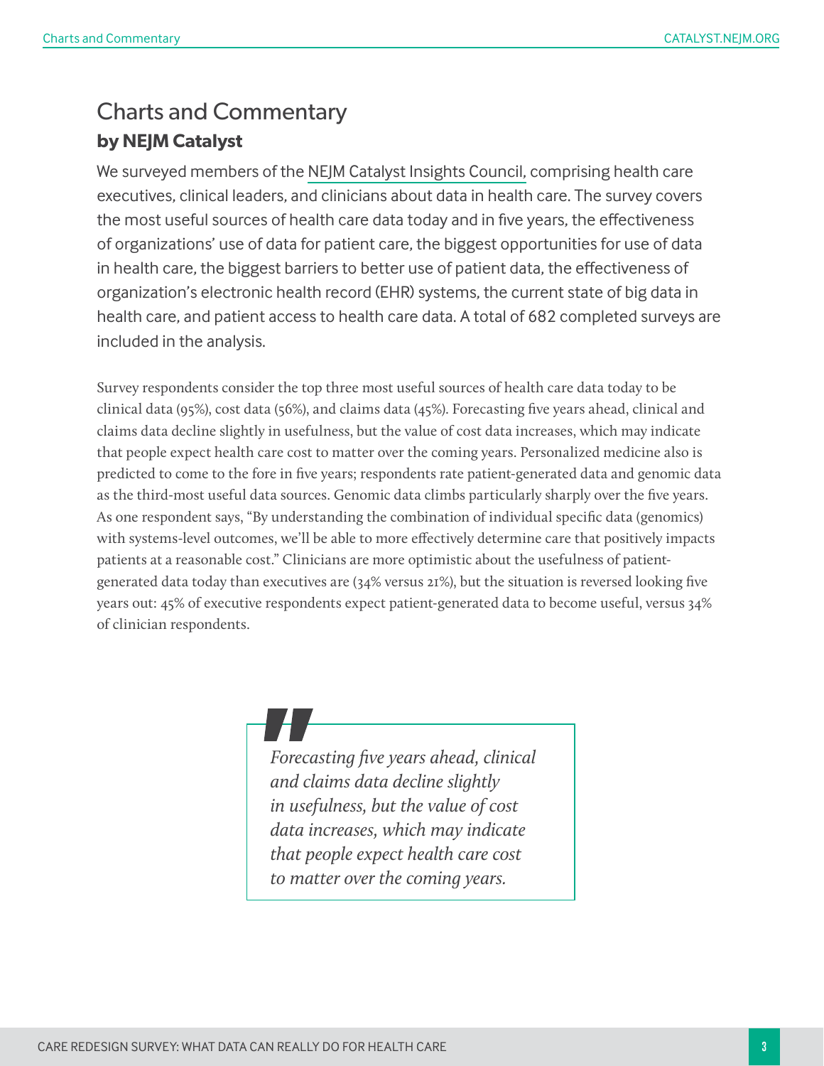# Charts and Commentary

**by NEJM Catalyst**

We surveyed members of the NEJM Catalyst Insights Council, comprising health care executives, clinical leaders, and clinicians about data in health care. The survey covers the most useful sources of health care data today and in five years, the effectiveness of organizations' use of data for patient care, the biggest opportunities for use of data in health care, the biggest barriers to better use of patient data, the effectiveness of organization's electronic health record (EHR) systems, the current state of big data in health care, and patient access to health care data. A total of 682 completed surveys are included in the analysis.

Survey respondents consider the top three most useful sources of health care data today to be clinical data (95%), cost data (56%), and claims data (45%). Forecasting five years ahead, clinical and claims data decline slightly in usefulness, but the value of cost data increases, which may indicate that people expect health care cost to matter over the coming years. Personalized medicine also is predicted to come to the fore in five years; respondents rate patient-generated data and genomic data as the third-most useful data sources. Genomic data climbs particularly sharply over the five years. As one respondent says, "By understanding the combination of individual specific data (genomics) with systems-level outcomes, we'll be able to more effectively determine care that positively impacts patients at a reasonable cost." Clinicians are more optimistic about the usefulness of patient-generated data today than executives are (34% versus 21%), but the situation is reversed looking five years out: 45% of executive respondents expect patient-generated data to become useful, versus 34% of clinician respondents.

> *Forecasting five years ahead, clinical and claims data decline slightly in usefulness, but the value of cost data increases, which may indicate that people expect health care cost to matter over the coming years.*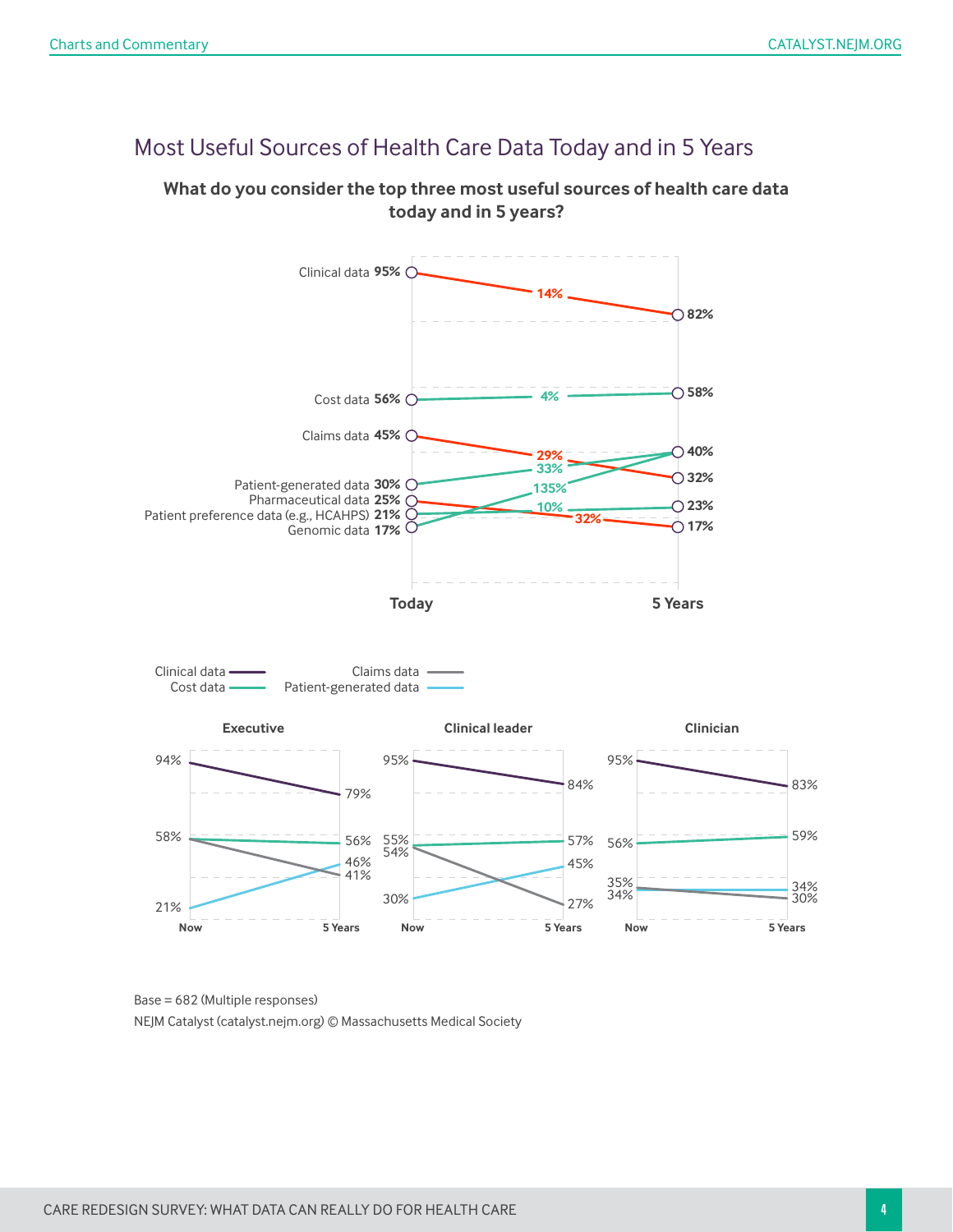## Most Useful Sources of Health Care Data Today and in 5 Years

**What do you consider the top three most useful sources of health care data today and in 5 years?**

| Source | Today | Change | 5 Years |
|---|---|---|---|
| Clinical data | 95% | 14% | 82% |
| Cost data | 56% | 4% | 58% |
| Claims data | 45% | 29% | 32% |
| Patient-generated data | 30% | 33% | 40% |
| Pharmaceutical data | 25% | 32% | 17% |
| Patient preference data (e.g., HCAHPS) | 21% | 10% | 23% |
| Genomic data | 17% | 135% | 40% |

| | Executive | | Clinical leader | | Clinician | |
|---|---|---|---|---|---|---|
| | Now | 5 Years | Now | 5 Years | Now | 5 Years |
| Clinical data | 94% | 79% | 95% | 84% | 95% | 83% |
| Cost data | 58% | 56% | 54% | 57% | 56% | 59% |
| Claims data | 58% | 41% | 55% | 27% | 35% | 30% |
| Patient-generated data | 21% | 46% | 30% | 45% | 34% | 34% |

Base = 682 (Multiple responses)

NEJM Catalyst (catalyst.nejm.org) © Massachusetts Medical Society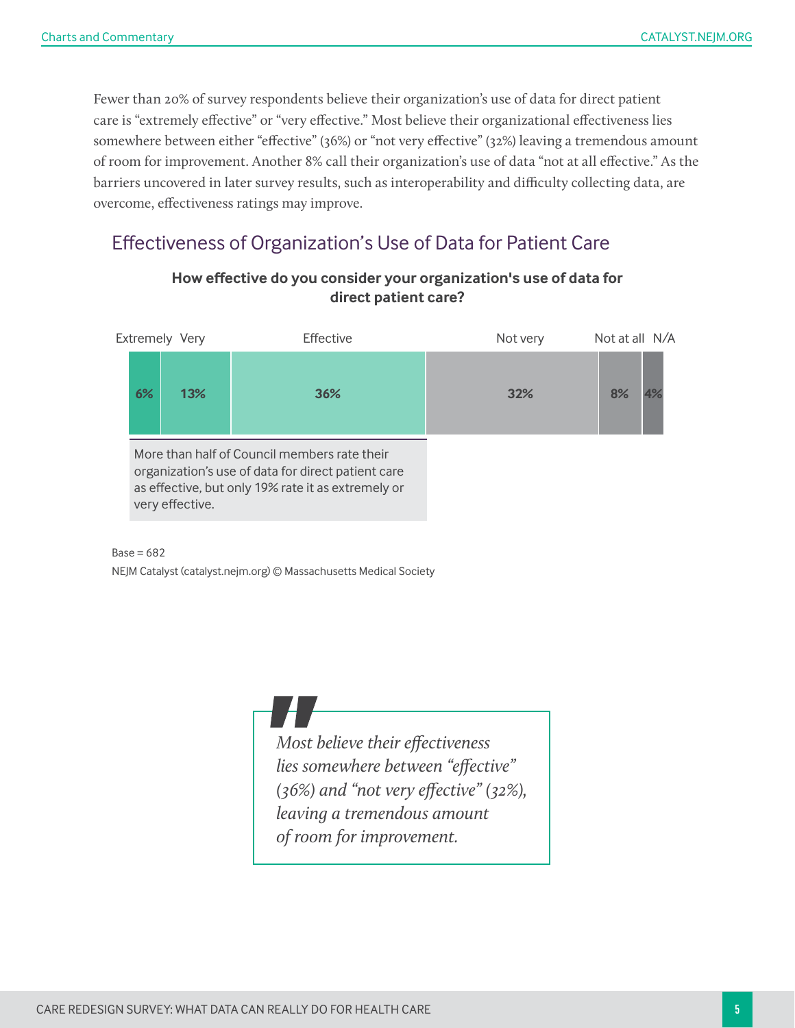Fewer than 20% of survey respondents believe their organization's use of data for direct patient care is "extremely effective" or "very effective." Most believe their organizational effectiveness lies somewhere between either "effective" (36%) or "not very effective" (32%) leaving a tremendous amount of room for improvement. Another 8% call their organization's use of data "not at all effective." As the barriers uncovered in later survey results, such as interoperability and difficulty collecting data, are overcome, effectiveness ratings may improve.

## Effectiveness of Organization's Use of Data for Patient Care

**How effective do you consider your organization's use of data for direct patient care?**

| Extremely | Very | Effective | Not very | Not at all | N/A |
|---|---|---|---|---|---|
| 6% | 13% | 36% | 32% | 8% | 4% |

More than half of Council members rate their organization's use of data for direct patient care as effective, but only 19% rate it as extremely or very effective.

Base = 682

NEJM Catalyst (catalyst.nejm.org) © Massachusetts Medical Society

> *Most believe their effectiveness lies somewhere between "effective" (36%) and "not very effective" (32%), leaving a tremendous amount of room for improvement.*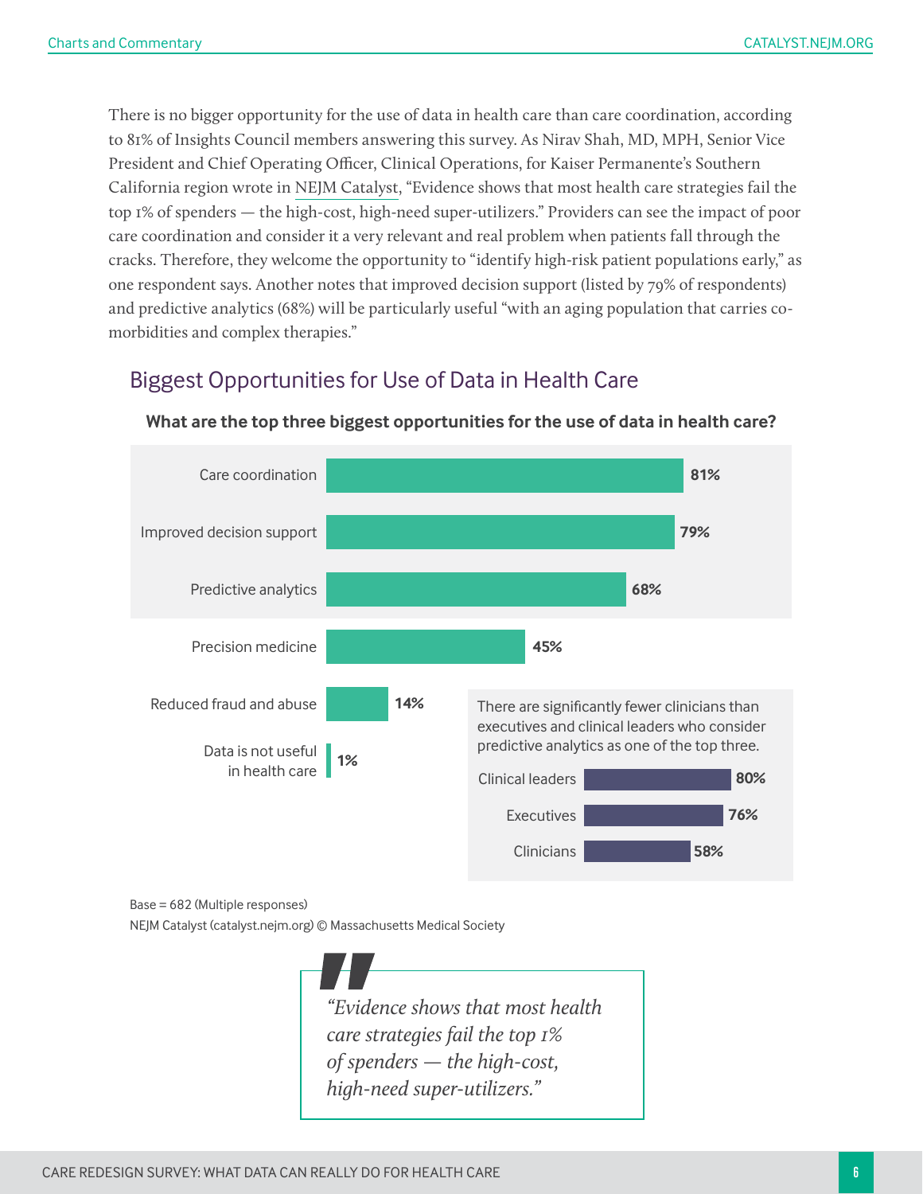There is no bigger opportunity for the use of data in health care than care coordination, according to 81% of Insights Council members answering this survey. As Nirav Shah, MD, MPH, Senior Vice President and Chief Operating Officer, Clinical Operations, for Kaiser Permanente's Southern California region wrote in NEJM Catalyst, "Evidence shows that most health care strategies fail the top 1% of spenders — the high-cost, high-need super-utilizers." Providers can see the impact of poor care coordination and consider it a very relevant and real problem when patients fall through the cracks. Therefore, they welcome the opportunity to "identify high-risk patient populations early," as one respondent says. Another notes that improved decision support (listed by 79% of respondents) and predictive analytics (68%) will be particularly useful "with an aging population that carries co-morbidities and complex therapies."

## Biggest Opportunities for Use of Data in Health Care

**What are the top three biggest opportunities for the use of data in health care?**

| Opportunity | Percentage |
|---|---|
| Care coordination | 81% |
| Improved decision support | 79% |
| Predictive analytics | 68% |
| Precision medicine | 45% |
| Reduced fraud and abuse | 14% |
| Data is not useful in health care | 1% |

There are significantly fewer clinicians than executives and clinical leaders who consider predictive analytics as one of the top three.

| Group | Percentage |
|---|---|
| Clinical leaders | 80% |
| Executives | 76% |
| Clinicians | 58% |

Base = 682 (Multiple responses)
NEJM Catalyst (catalyst.nejm.org) © Massachusetts Medical Society

> *"Evidence shows that most health care strategies fail the top 1% of spenders — the high-cost, high-need super-utilizers."*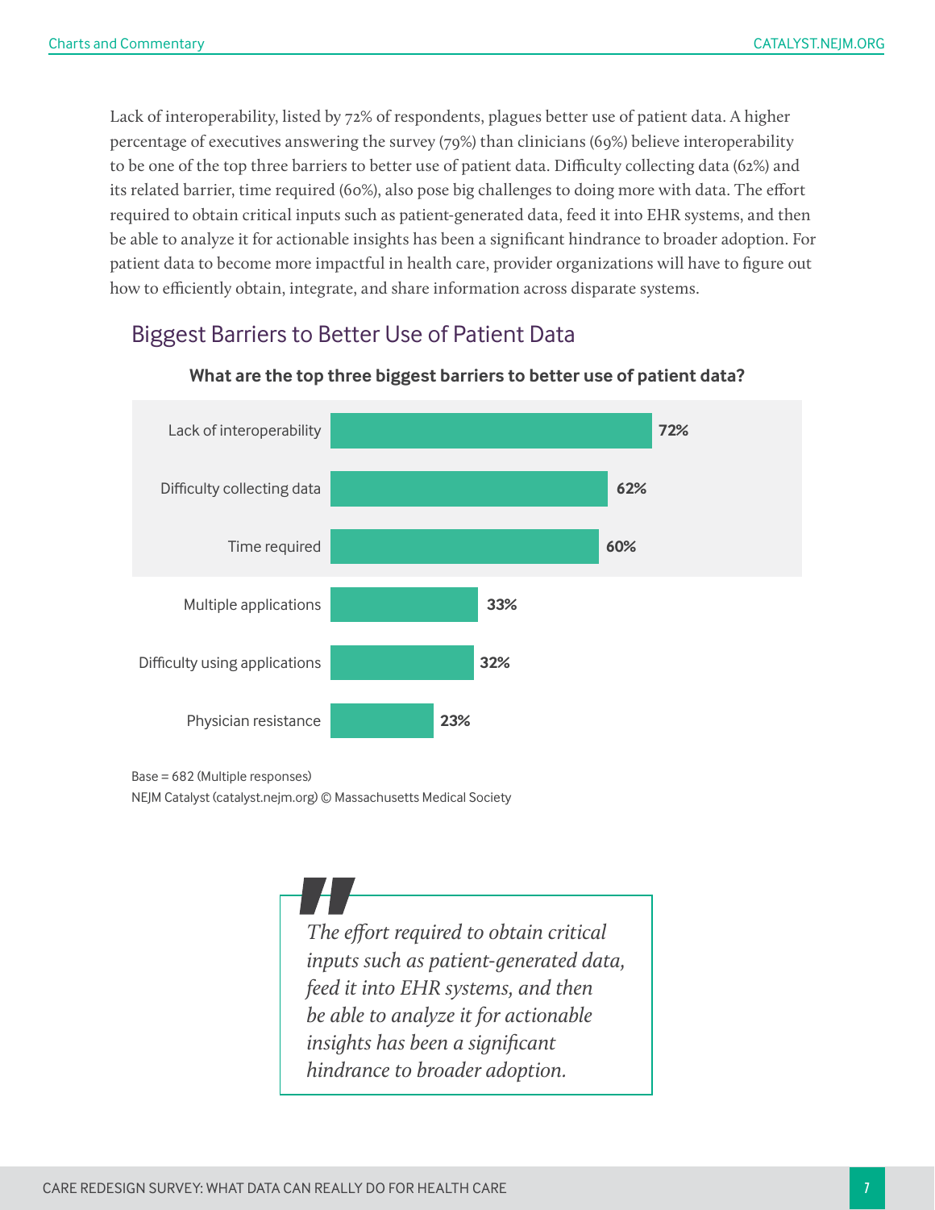Lack of interoperability, listed by 72% of respondents, plagues better use of patient data. A higher percentage of executives answering the survey (79%) than clinicians (69%) believe interoperability to be one of the top three barriers to better use of patient data. Difficulty collecting data (62%) and its related barrier, time required (60%), also pose big challenges to doing more with data. The effort required to obtain critical inputs such as patient-generated data, feed it into EHR systems, and then be able to analyze it for actionable insights has been a significant hindrance to broader adoption. For patient data to become more impactful in health care, provider organizations will have to figure out how to efficiently obtain, integrate, and share information across disparate systems.

## Biggest Barriers to Better Use of Patient Data

**What are the top three biggest barriers to better use of patient data?**

| Barrier | Percentage |
|---|---|
| Lack of interoperability | 72% |
| Difficulty collecting data | 62% |
| Time required | 60% |
| Multiple applications | 33% |
| Difficulty using applications | 32% |
| Physician resistance | 23% |

Base = 682 (Multiple responses)
NEJM Catalyst (catalyst.nejm.org) © Massachusetts Medical Society

> *The effort required to obtain critical inputs such as patient-generated data, feed it into EHR systems, and then be able to analyze it for actionable insights has been a significant hindrance to broader adoption.*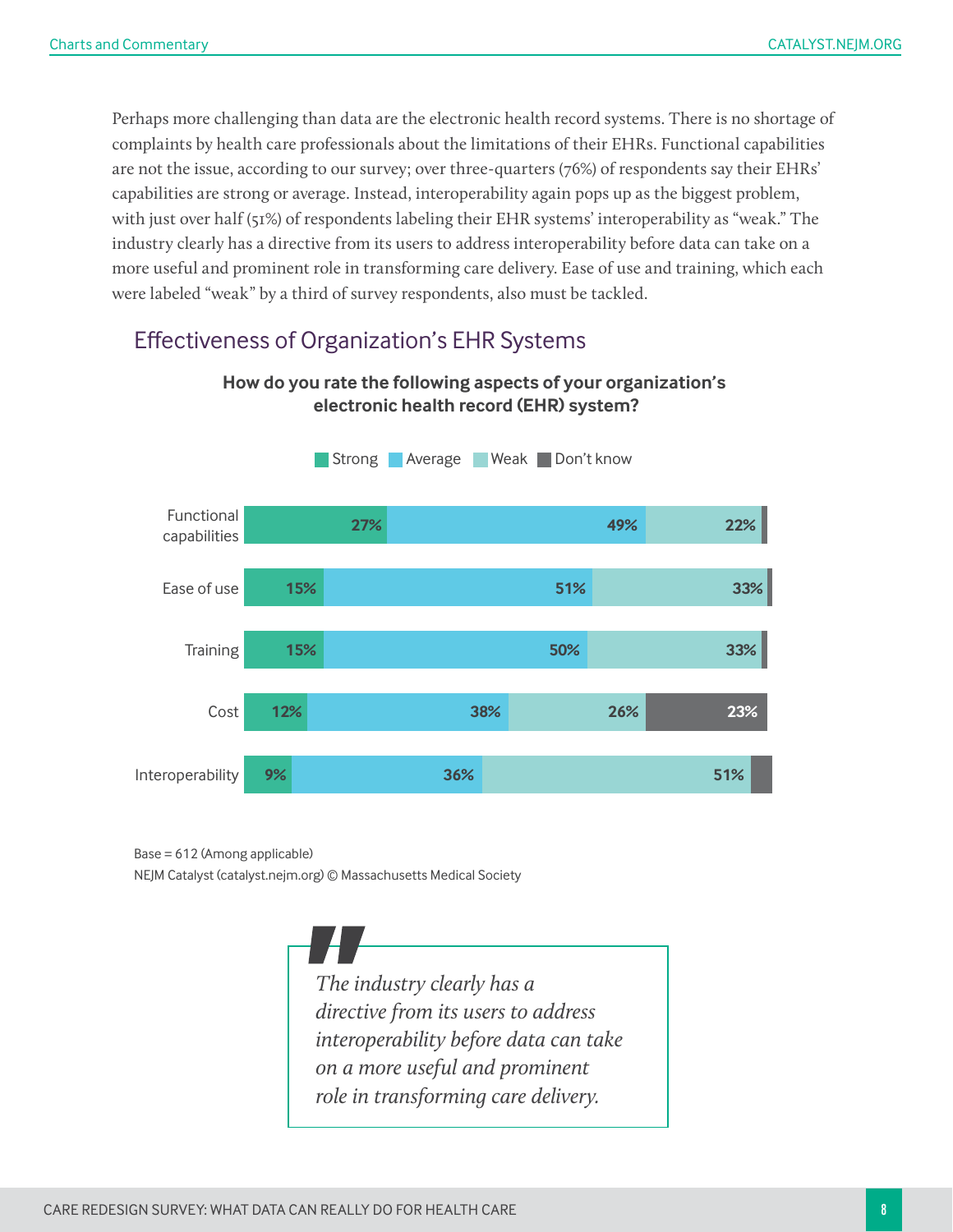Perhaps more challenging than data are the electronic health record systems. There is no shortage of complaints by health care professionals about the limitations of their EHRs. Functional capabilities are not the issue, according to our survey; over three-quarters (76%) of respondents say their EHRs' capabilities are strong or average. Instead, interoperability again pops up as the biggest problem, with just over half (51%) of respondents labeling their EHR systems' interoperability as "weak." The industry clearly has a directive from its users to address interoperability before data can take on a more useful and prominent role in transforming care delivery. Ease of use and training, which each were labeled "weak" by a third of survey respondents, also must be tackled.

## Effectiveness of Organization's EHR Systems

**How do you rate the following aspects of your organization's electronic health record (EHR) system?**

| | Strong | Average | Weak | Don't know |
|---|---|---|---|---|
| Functional capabilities | 27% | 49% | 22% | |
| Ease of use | 15% | 51% | 33% | |
| Training | 15% | 50% | 33% | |
| Cost | 12% | 38% | 26% | 23% |
| Interoperability | 9% | 36% | 51% | |

Base = 612 (Among applicable)

NEJM Catalyst (catalyst.nejm.org) © Massachusetts Medical Society

> *The industry clearly has a directive from its users to address interoperability before data can take on a more useful and prominent role in transforming care delivery.*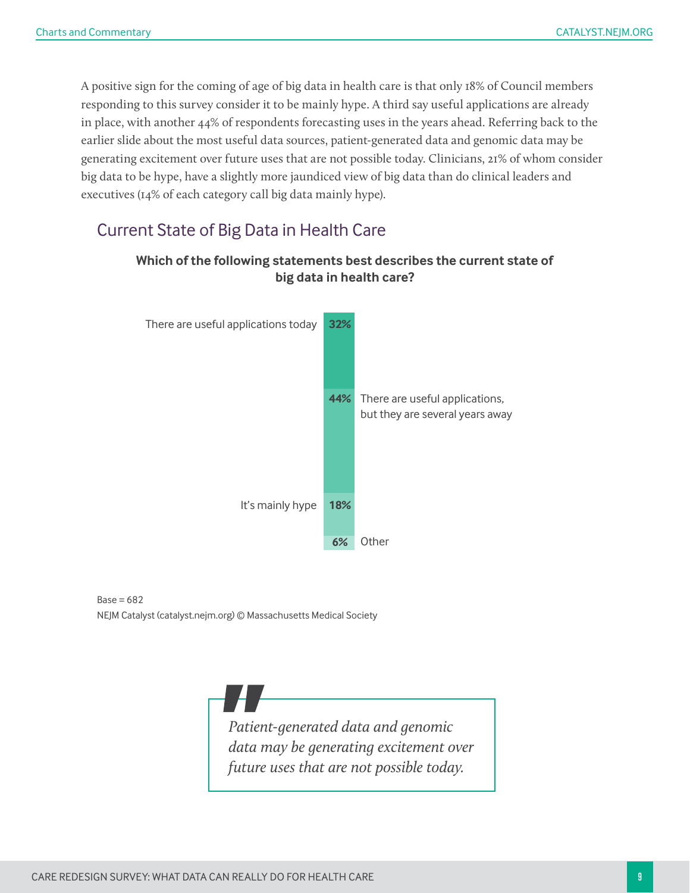A positive sign for the coming of age of big data in health care is that only 18% of Council members responding to this survey consider it to be mainly hype. A third say useful applications are already in place, with another 44% of respondents forecasting uses in the years ahead. Referring back to the earlier slide about the most useful data sources, patient-generated data and genomic data may be generating excitement over future uses that are not possible today. Clinicians, 21% of whom consider big data to be hype, have a slightly more jaundiced view of big data than do clinical leaders and executives (14% of each category call big data mainly hype).

## Current State of Big Data in Health Care

**Which of the following statements best describes the current state of big data in health care?**

| Statement | % |
|---|---|
| There are useful applications today | 32% |
| There are useful applications, but they are several years away | 44% |
| It's mainly hype | 18% |
| Other | 6% |

Base = 682

NEJM Catalyst (catalyst.nejm.org) © Massachusetts Medical Society

> *Patient-generated data and genomic data may be generating excitement over future uses that are not possible today.*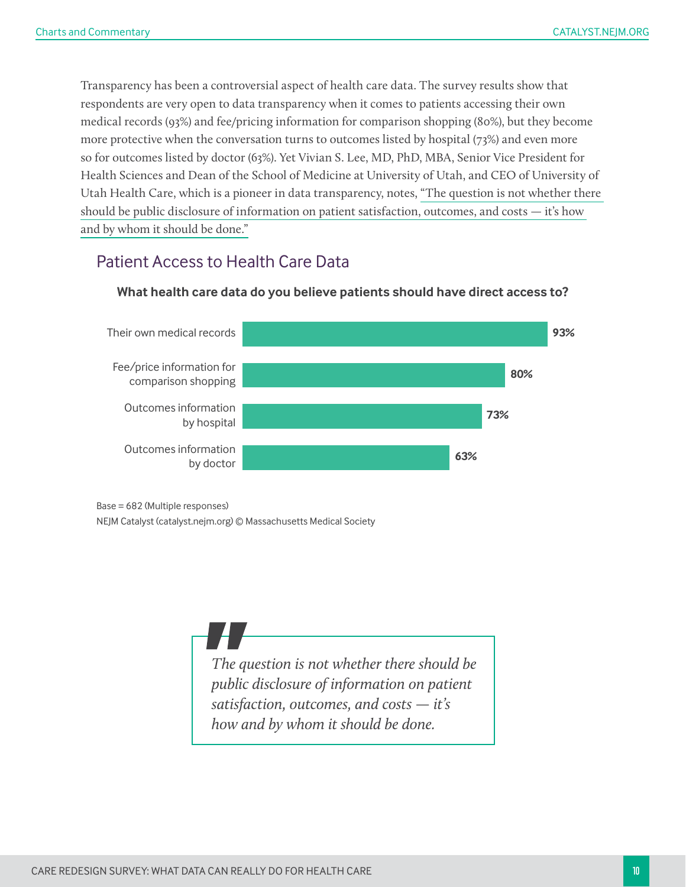Transparency has been a controversial aspect of health care data. The survey results show that respondents are very open to data transparency when it comes to patients accessing their own medical records (93%) and fee/pricing information for comparison shopping (80%), but they become more protective when the conversation turns to outcomes listed by hospital (73%) and even more so for outcomes listed by doctor (63%). Yet Vivian S. Lee, MD, PhD, MBA, Senior Vice President for Health Sciences and Dean of the School of Medicine at University of Utah, and CEO of University of Utah Health Care, which is a pioneer in data transparency, notes, "The question is not whether there should be public disclosure of information on patient satisfaction, outcomes, and costs — it's how and by whom it should be done."

## Patient Access to Health Care Data

**What health care data do you believe patients should have direct access to?**

| Data type | Percentage |
| --- | --- |
| Their own medical records | 93% |
| Fee/price information for comparison shopping | 80% |
| Outcomes information by hospital | 73% |
| Outcomes information by doctor | 63% |

Base = 682 (Multiple responses)
NEJM Catalyst (catalyst.nejm.org) © Massachusetts Medical Society

> *The question is not whether there should be public disclosure of information on patient satisfaction, outcomes, and costs — it's how and by whom it should be done.*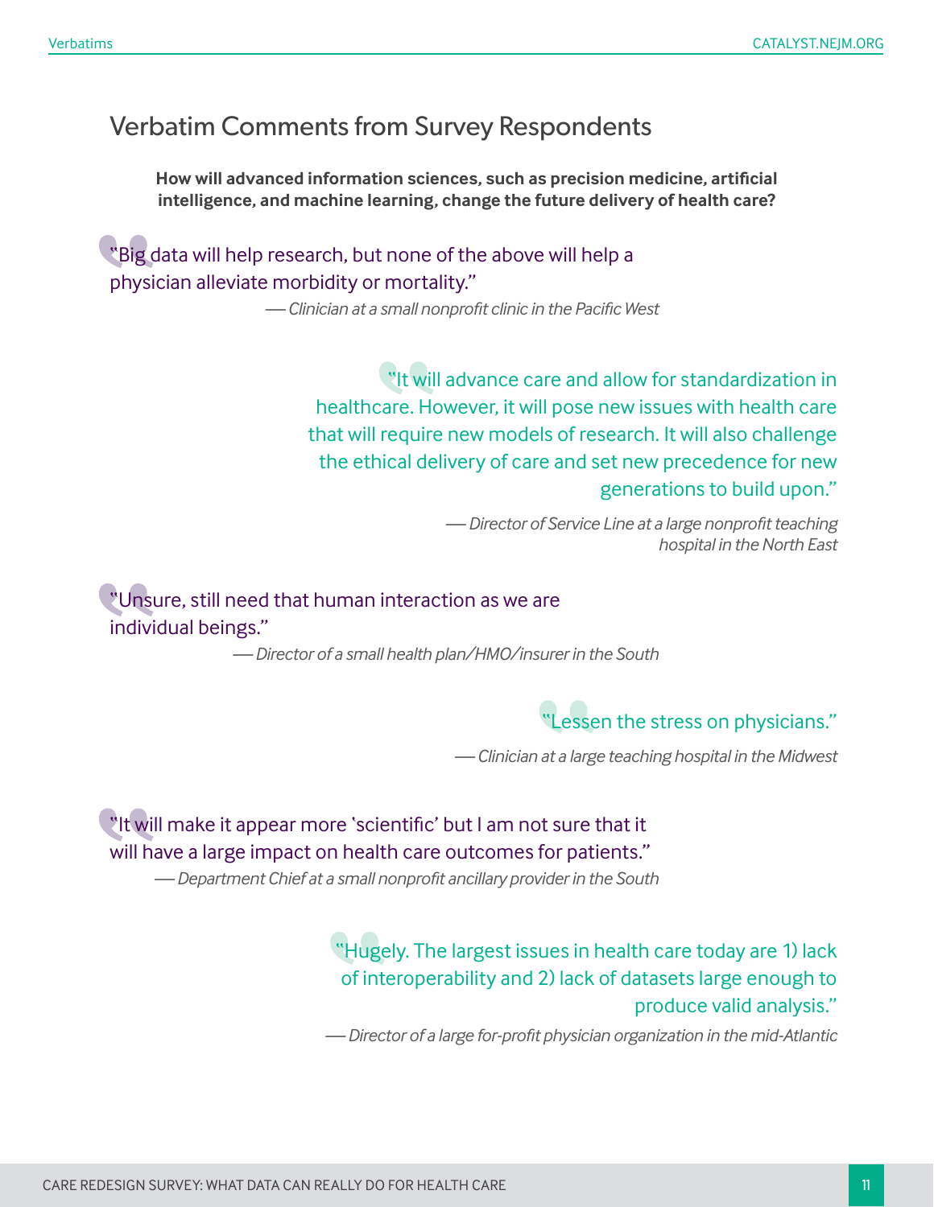## Verbatim Comments from Survey Respondents

**How will advanced information sciences, such as precision medicine, artificial intelligence, and machine learning, change the future delivery of health care?**

"Big data will help research, but none of the above will help a physician alleviate morbidity or mortality."

— *Clinician at a small nonprofit clinic in the Pacific West*

"It will advance care and allow for standardization in healthcare. However, it will pose new issues with health care that will require new models of research. It will also challenge the ethical delivery of care and set new precedence for new generations to build upon."

— *Director of Service Line at a large nonprofit teaching hospital in the North East*

"Unsure, still need that human interaction as we are individual beings."

— *Director of a small health plan/HMO/insurer in the South*

"Lessen the stress on physicians."

— *Clinician at a large teaching hospital in the Midwest*

"It will make it appear more 'scientific' but I am not sure that it will have a large impact on health care outcomes for patients."

— *Department Chief at a small nonprofit ancillary provider in the South*

"Hugely. The largest issues in health care today are 1) lack of interoperability and 2) lack of datasets large enough to produce valid analysis."

— *Director of a large for-profit physician organization in the mid-Atlantic*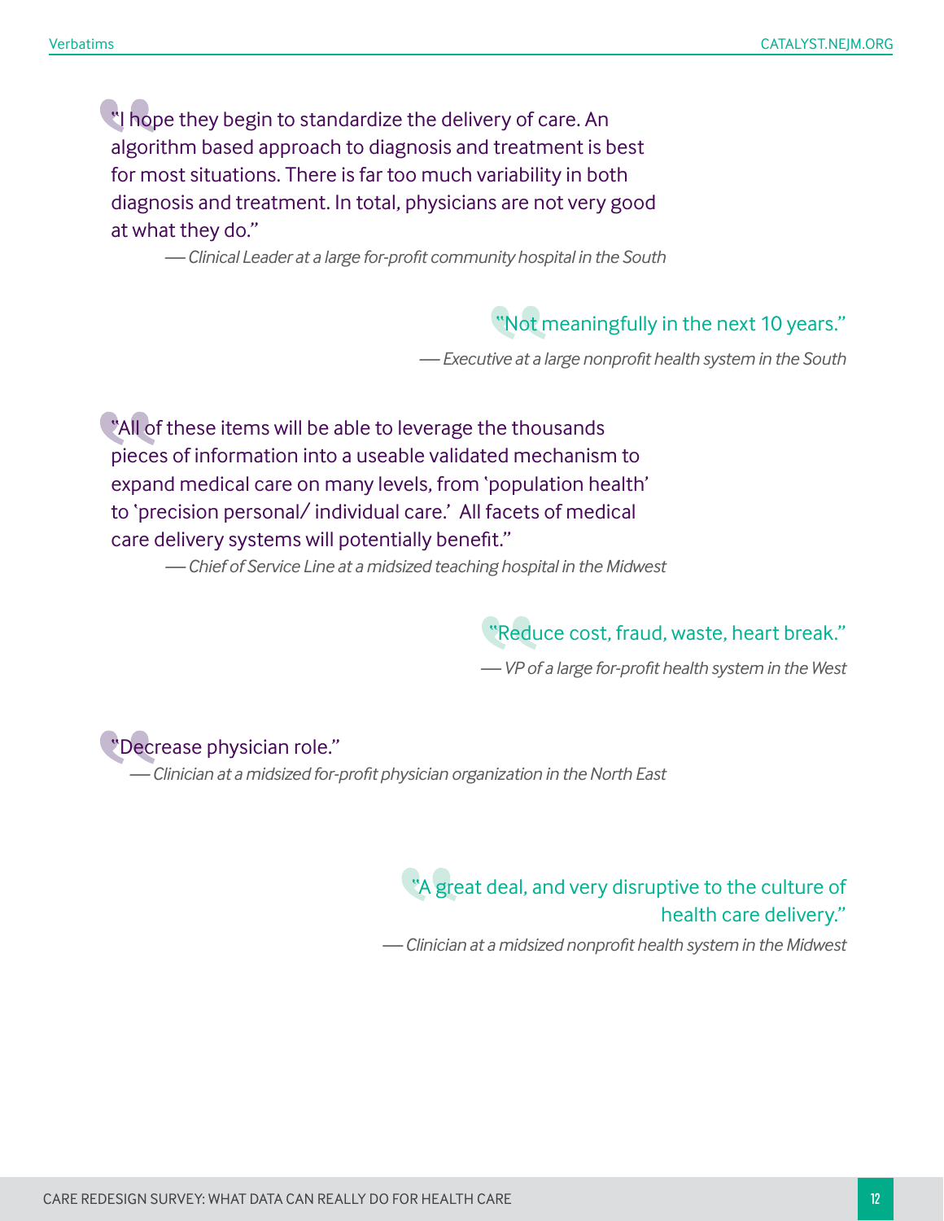"I hope they begin to standardize the delivery of care. An algorithm based approach to diagnosis and treatment is best for most situations. There is far too much variability in both diagnosis and treatment. In total, physicians are not very good at what they do."

*— Clinical Leader at a large for-profit community hospital in the South*

"Not meaningfully in the next 10 years."

*— Executive at a large nonprofit health system in the South*

"All of these items will be able to leverage the thousands pieces of information into a useable validated mechanism to expand medical care on many levels, from 'population health' to 'precision personal/ individual care.' All facets of medical care delivery systems will potentially benefit."

*— Chief of Service Line at a midsized teaching hospital in the Midwest*

"Reduce cost, fraud, waste, heart break."

*— VP of a large for-profit health system in the West*

"Decrease physician role."

*— Clinician at a midsized for-profit physician organization in the North East*

"A great deal, and very disruptive to the culture of health care delivery."

*— Clinician at a midsized nonprofit health system in the Midwest*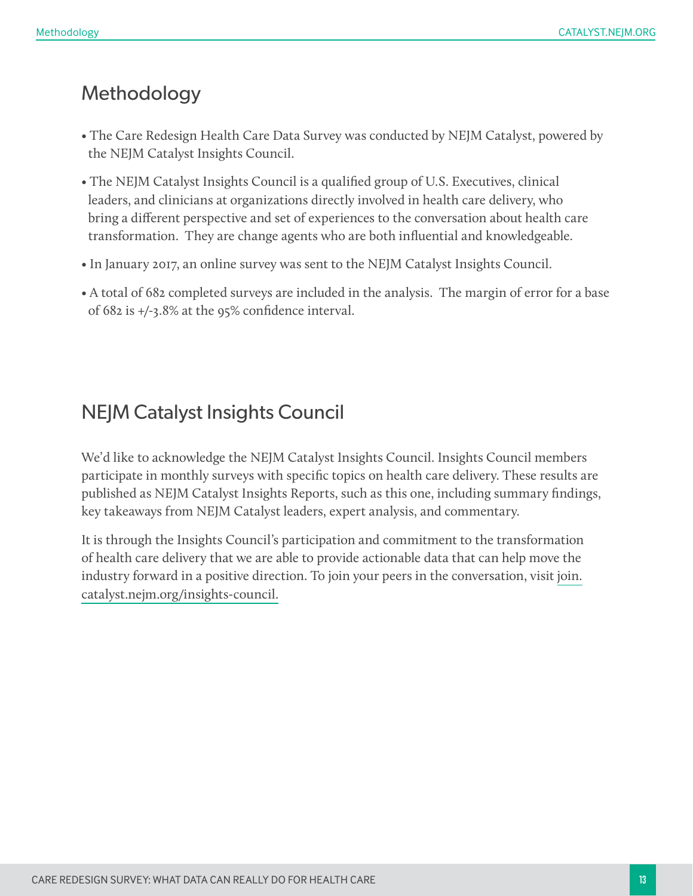# Methodology

- The Care Redesign Health Care Data Survey was conducted by NEJM Catalyst, powered by the NEJM Catalyst Insights Council.
- The NEJM Catalyst Insights Council is a qualified group of U.S. Executives, clinical leaders, and clinicians at organizations directly involved in health care delivery, who bring a different perspective and set of experiences to the conversation about health care transformation. They are change agents who are both influential and knowledgeable.
- In January 2017, an online survey was sent to the NEJM Catalyst Insights Council.
- A total of 682 completed surveys are included in the analysis. The margin of error for a base of 682 is +/-3.8% at the 95% confidence interval.

# NEJM Catalyst Insights Council

We'd like to acknowledge the NEJM Catalyst Insights Council. Insights Council members participate in monthly surveys with specific topics on health care delivery. These results are published as NEJM Catalyst Insights Reports, such as this one, including summary findings, key takeaways from NEJM Catalyst leaders, expert analysis, and commentary.

It is through the Insights Council's participation and commitment to the transformation of health care delivery that we are able to provide actionable data that can help move the industry forward in a positive direction. To join your peers in the conversation, visit join.catalyst.nejm.org/insights-council.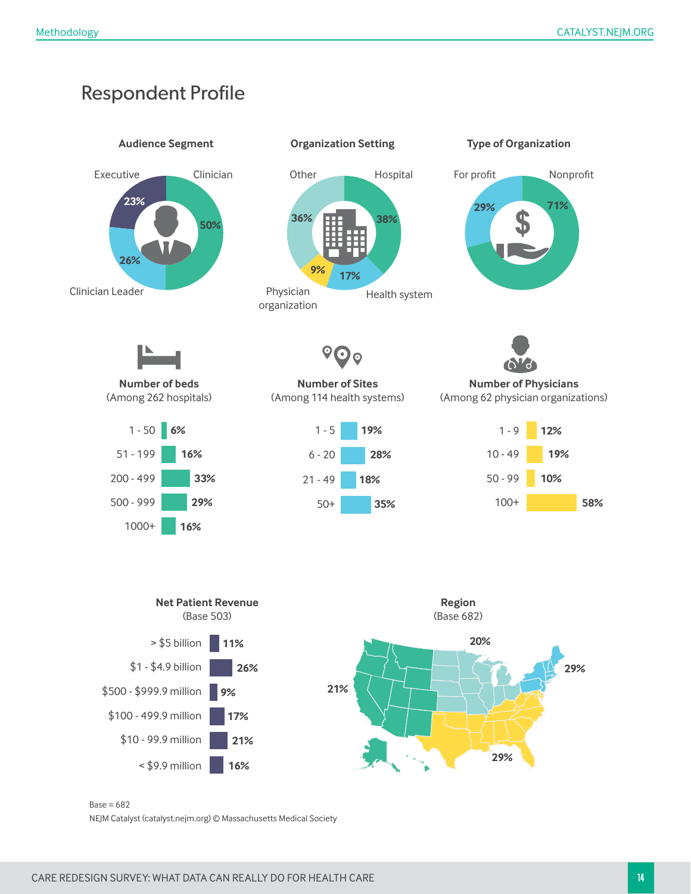# Respondent Profile

### Audience Segment

| Segment | % |
|---|---|
| Clinician | 50% |
| Clinician Leader | 26% |
| Executive | 23% |

### Organization Setting

| Setting | % |
|---|---|
| Hospital | 38% |
| Health system | 17% |
| Physician organization | 9% |
| Other | 36% |

### Type of Organization

| Type | % |
|---|---|
| Nonprofit | 71% |
| For profit | 29% |

### Number of beds
(Among 262 hospitals)

| Beds | % |
|---|---|
| 1 - 50 | 6% |
| 51 - 199 | 16% |
| 200 - 499 | 33% |
| 500 - 999 | 29% |
| 1000+ | 16% |

### Number of Sites
(Among 114 health systems)

| Sites | % |
|---|---|
| 1 - 5 | 19% |
| 6 - 20 | 28% |
| 21 - 49 | 18% |
| 50+ | 35% |

### Number of Physicians
(Among 62 physician organizations)

| Physicians | % |
|---|---|
| 1 - 9 | 12% |
| 10 - 49 | 19% |
| 50 - 99 | 10% |
| 100+ | 58% |

### Net Patient Revenue
(Base 503)

| Revenue | % |
|---|---|
| > $5 billion | 11% |
| $1 - $4.9 billion | 26% |
| $500 - $999.9 million | 9% |
| $100 - 499.9 million | 17% |
| $10 - 99.9 million | 21% |
| < $9.9 million | 16% |

### Region
(Base 682)

| Region | % |
|---|---|
| West | 21% |
| Midwest | 20% |
| Northeast | 29% |
| South | 29% |

Base = 682

NEJM Catalyst (catalyst.nejm.org) © Massachusetts Medical Society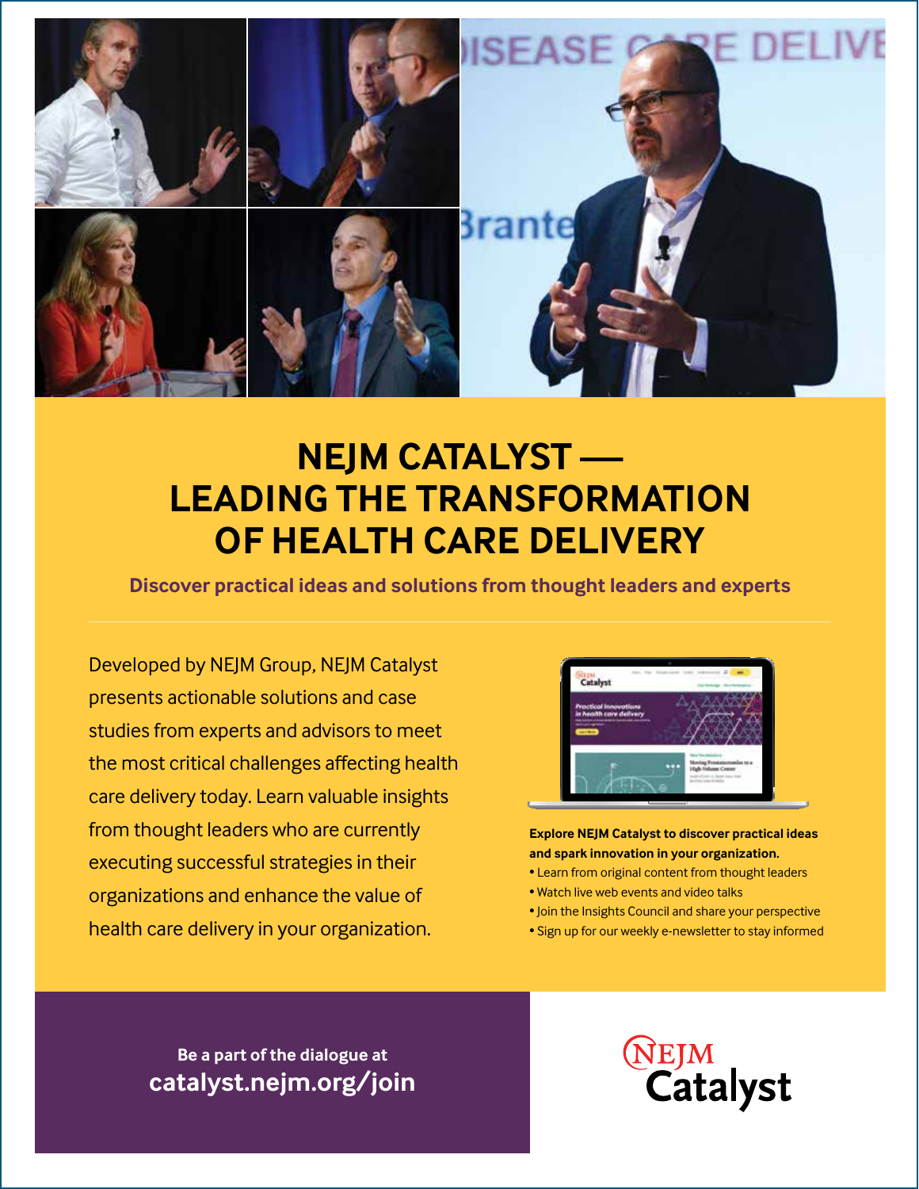# NEJM CATALYST — LEADING THE TRANSFORMATION OF HEALTH CARE DELIVERY

**Discover practical ideas and solutions from thought leaders and experts**

Developed by NEJM Group, NEJM Catalyst presents actionable solutions and case studies from experts and advisors to meet the most critical challenges affecting health care delivery today. Learn valuable insights from thought leaders who are currently executing successful strategies in their organizations and enhance the value of health care delivery in your organization.

**Explore NEJM Catalyst to discover practical ideas and spark innovation in your organization.**

- Learn from original content from thought leaders
- Watch live web events and video talks
- Join the Insights Council and share your perspective
- Sign up for our weekly e-newsletter to stay informed

**Be a part of the dialogue at**
**catalyst.nejm.org/join**

NEJM Catalyst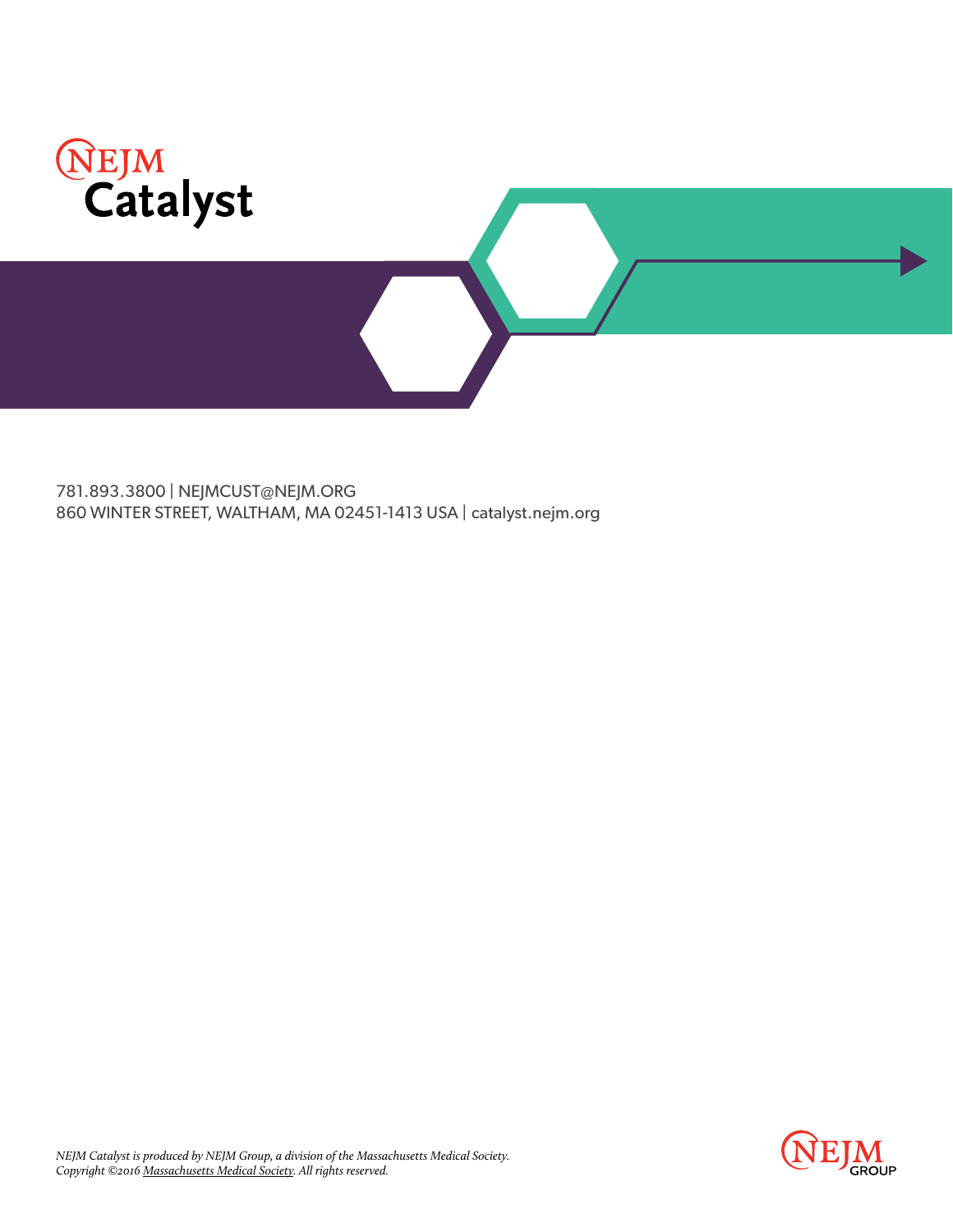NEJM Catalyst

781.893.3800 | NEJMCUST@NEJM.ORG
860 WINTER STREET, WALTHAM, MA 02451-1413 USA | catalyst.nejm.org

*NEJM Catalyst is produced by NEJM Group, a division of the Massachusetts Medical Society.*
*Copyright ©2016 Massachusetts Medical Society. All rights reserved.*

NEJM GROUP